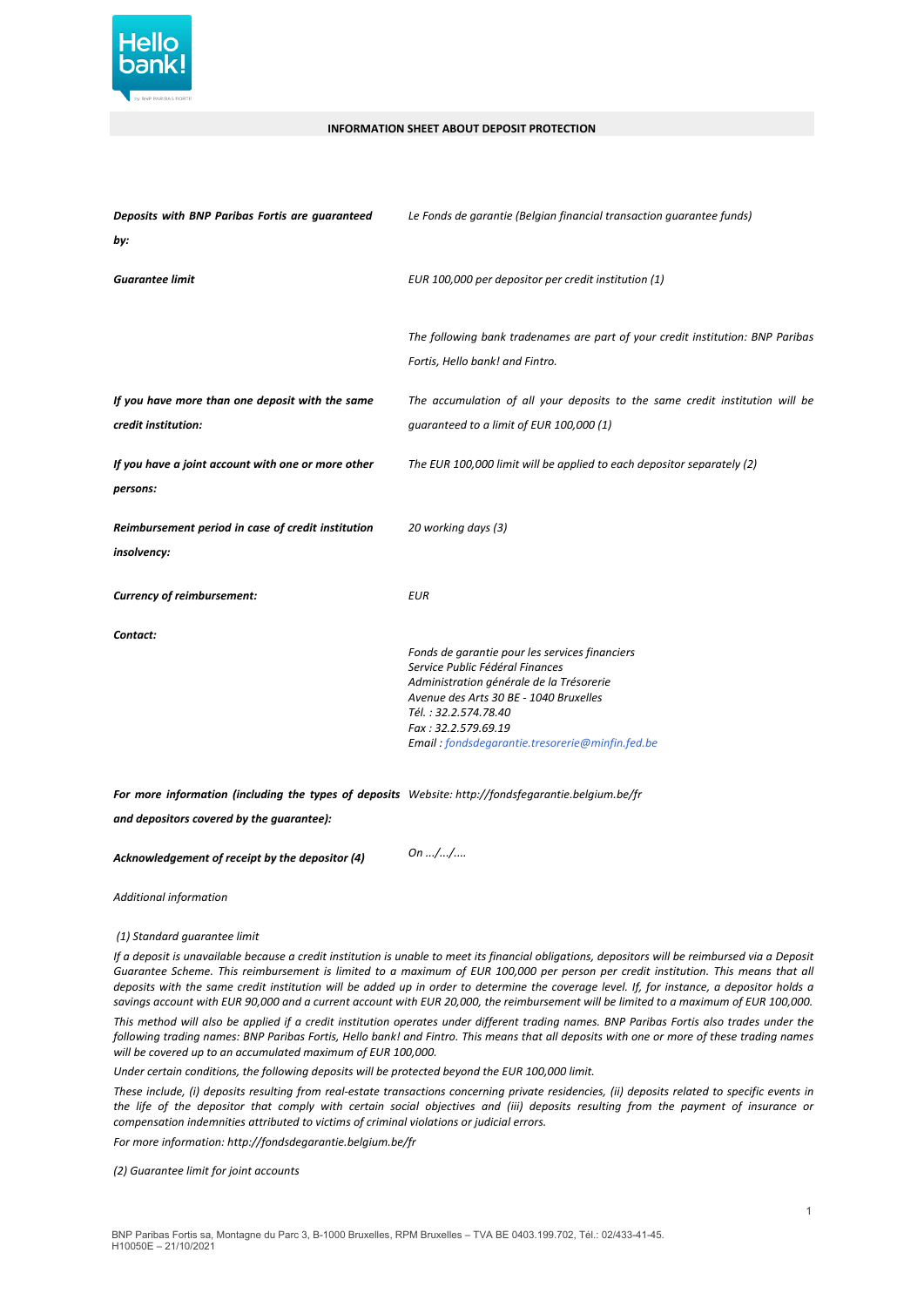**INFORMATION SHEET ABOUT DEPOSIT PROTECTION**

| | |
|---|---|
| ***Deposits with BNP Paribas Fortis are guaranteed by:*** | *Le Fonds de garantie (Belgian financial transaction guarantee funds)* |
| ***Guarantee limit*** | *EUR 100,000 per depositor per credit institution (1)* |
| | *The following bank tradenames are part of your credit institution: BNP Paribas Fortis, Hello bank! and Fintro.* |
| ***If you have more than one deposit with the same credit institution:*** | *The accumulation of all your deposits to the same credit institution will be guaranteed to a limit of EUR 100,000 (1)* |
| ***If you have a joint account with one or more other persons:*** | *The EUR 100,000 limit will be applied to each depositor separately (2)* |
| ***Reimbursement period in case of credit institution insolvency:*** | *20 working days (3)* |
| ***Currency of reimbursement:*** | *EUR* |
| ***Contact:*** | *Fonds de garantie pour les services financiers*<br>*Service Public Fédéral Finances*<br>*Administration générale de la Trésorerie*<br>*Avenue des Arts 30 BE - 1040 Bruxelles*<br>*Tél. : 32.2.574.78.40*<br>*Fax : 32.2.579.69.19*<br>*Email : fondsdegarantie.tresorerie@minfin.fed.be* |
| ***For more information (including the types of deposits and depositors covered by the guarantee):*** | *Website: http://fondsfegarantie.belgium.be/fr* |
| ***Acknowledgement of receipt by the depositor (4)*** | *On .../.../....* |

*Additional information*

*(1) Standard guarantee limit*

*If a deposit is unavailable because a credit institution is unable to meet its financial obligations, depositors will be reimbursed via a Deposit Guarantee Scheme. This reimbursement is limited to a maximum of EUR 100,000 per person per credit institution. This means that all deposits with the same credit institution will be added up in order to determine the coverage level. If, for instance, a depositor holds a savings account with EUR 90,000 and a current account with EUR 20,000, the reimbursement will be limited to a maximum of EUR 100,000.*

*This method will also be applied if a credit institution operates under different trading names. BNP Paribas Fortis also trades under the following trading names: BNP Paribas Fortis, Hello bank! and Fintro. This means that all deposits with one or more of these trading names will be covered up to an accumulated maximum of EUR 100,000.*

*Under certain conditions, the following deposits will be protected beyond the EUR 100,000 limit.*

*These include, (i) deposits resulting from real-estate transactions concerning private residencies, (ii) deposits related to specific events in the life of the depositor that comply with certain social objectives and (iii) deposits resulting from the payment of insurance or compensation indemnities attributed to victims of criminal violations or judicial errors.*

*For more information: http://fondsdegarantie.belgium.be/fr*

*(2) Guarantee limit for joint accounts*

BNP Paribas Fortis sa, Montagne du Parc 3, B-1000 Bruxelles, RPM Bruxelles – TVA BE 0403.199.702, Tél.: 02/433-41-45.
H10050E – 21/10/2021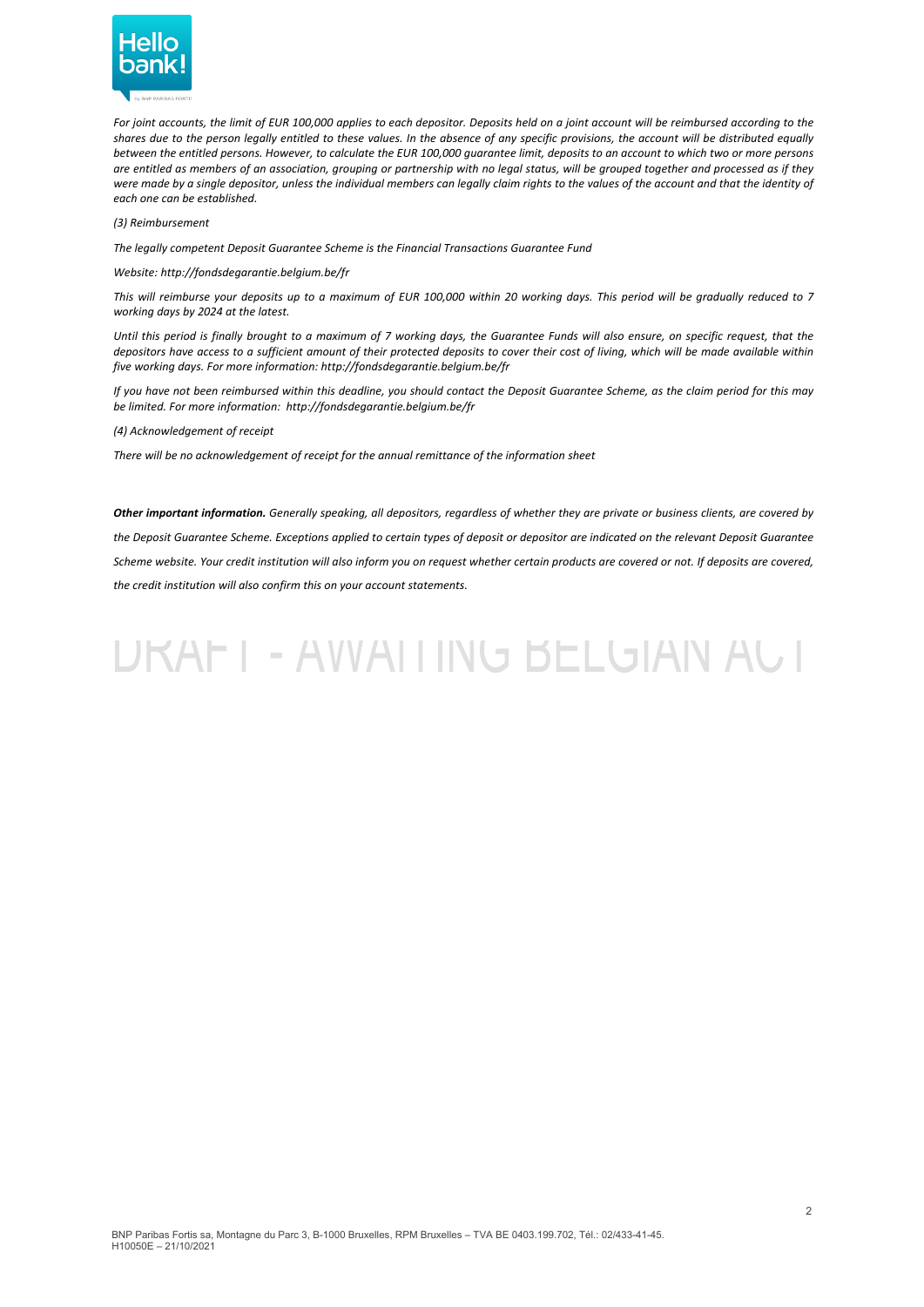*For joint accounts, the limit of EUR 100,000 applies to each depositor. Deposits held on a joint account will be reimbursed according to the shares due to the person legally entitled to these values. In the absence of any specific provisions, the account will be distributed equally between the entitled persons. However, to calculate the EUR 100,000 guarantee limit, deposits to an account to which two or more persons are entitled as members of an association, grouping or partnership with no legal status, will be grouped together and processed as if they were made by a single depositor, unless the individual members can legally claim rights to the values of the account and that the identity of each one can be established.*

*(3) Reimbursement*

*The legally competent Deposit Guarantee Scheme is the Financial Transactions Guarantee Fund*

*Website: http://fondsdegarantie.belgium.be/fr*

*This will reimburse your deposits up to a maximum of EUR 100,000 within 20 working days. This period will be gradually reduced to 7 working days by 2024 at the latest.*

*Until this period is finally brought to a maximum of 7 working days, the Guarantee Funds will also ensure, on specific request, that the depositors have access to a sufficient amount of their protected deposits to cover their cost of living, which will be made available within five working days. For more information: http://fondsdegarantie.belgium.be/fr*

*If you have not been reimbursed within this deadline, you should contact the Deposit Guarantee Scheme, as the claim period for this may be limited. For more information: http://fondsdegarantie.belgium.be/fr*

*(4) Acknowledgement of receipt*

*There will be no acknowledgement of receipt for the annual remittance of the information sheet*

***Other important information.*** *Generally speaking, all depositors, regardless of whether they are private or business clients, are covered by the Deposit Guarantee Scheme. Exceptions applied to certain types of deposit or depositor are indicated on the relevant Deposit Guarantee Scheme website. Your credit institution will also inform you on request whether certain products are covered or not. If deposits are covered, the credit institution will also confirm this on your account statements.*

DRAFT - AWAITING BELGIAN ACT

BNP Paribas Fortis sa, Montagne du Parc 3, B-1000 Bruxelles, RPM Bruxelles – TVA BE 0403.199.702, Tél.: 02/433-41-45.
H10050E – 21/10/2021